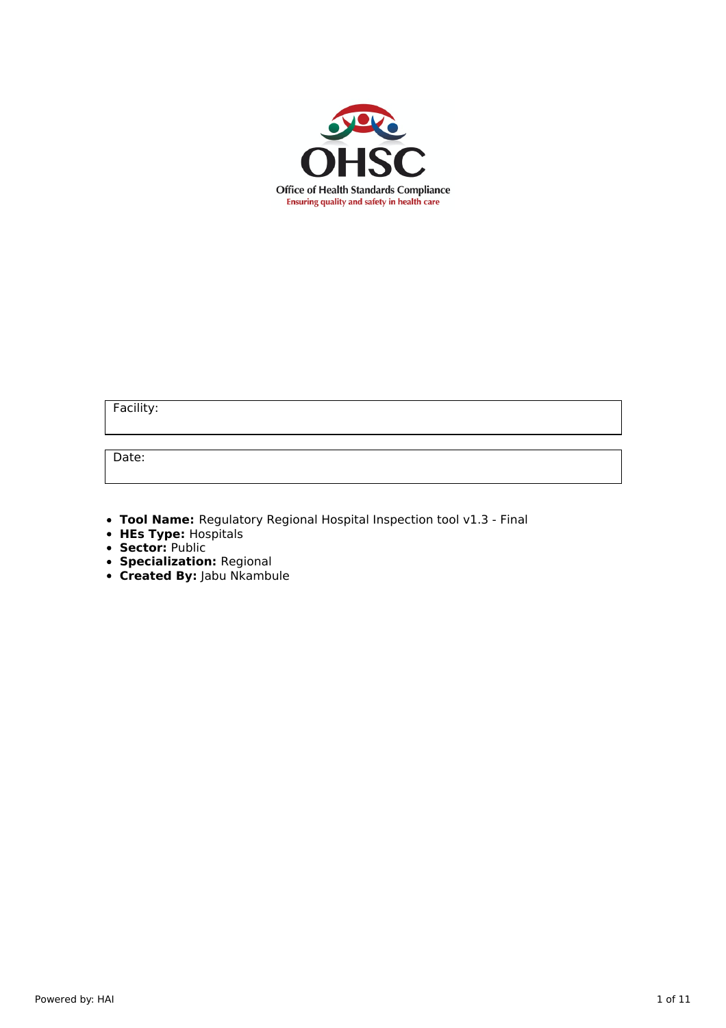OHSC

Office of Health Standards Compliance

Ensuring quality and safety in health care

| Facility: |
| --- |

| Date: |
| --- |

- **Tool Name:** Regulatory Regional Hospital Inspection tool v1.3 - Final
- **HEs Type:** Hospitals
- **Sector:** Public
- **Specialization:** Regional
- **Created By:** Jabu Nkambule

Powered by: HAI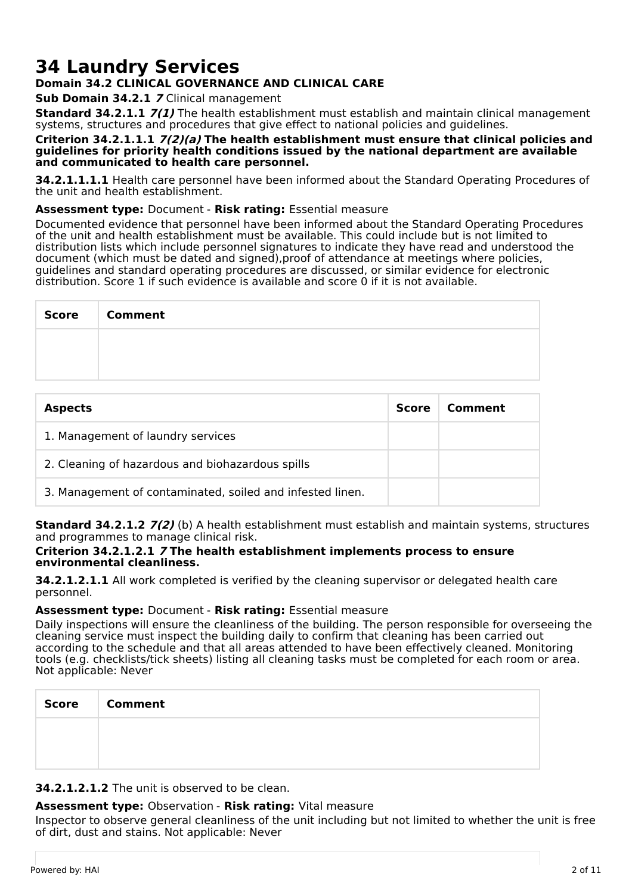# 34 Laundry Services

**Domain 34.2 CLINICAL GOVERNANCE AND CLINICAL CARE**

**Sub Domain 34.2.1 *7*** Clinical management

**Standard 34.2.1.1 *7(1)*** The health establishment must establish and maintain clinical management systems, structures and procedures that give effect to national policies and guidelines.

**Criterion 34.2.1.1.1 *7(2)(a)* The health establishment must ensure that clinical policies and guidelines for priority health conditions issued by the national department are available and communicated to health care personnel.**

**34.2.1.1.1.1** Health care personnel have been informed about the Standard Operating Procedures of the unit and health establishment.

**Assessment type:** Document - **Risk rating:** Essential measure

Documented evidence that personnel have been informed about the Standard Operating Procedures of the unit and health establishment must be available. This could include but is not limited to distribution lists which include personnel signatures to indicate they have read and understood the document (which must be dated and signed),proof of attendance at meetings where policies, guidelines and standard operating procedures are discussed, or similar evidence for electronic distribution. Score 1 if such evidence is available and score 0 if it is not available.

| Score | Comment |
|---|---|
| | |

| Aspects | Score | Comment |
|---|---|---|
| 1. Management of laundry services | | |
| 2. Cleaning of hazardous and biohazardous spills | | |
| 3. Management of contaminated, soiled and infested linen. | | |

**Standard 34.2.1.2 *7(2)*** (b) A health establishment must establish and maintain systems, structures and programmes to manage clinical risk.

**Criterion 34.2.1.2.1 *7* The health establishment implements process to ensure environmental cleanliness.**

**34.2.1.2.1.1** All work completed is verified by the cleaning supervisor or delegated health care personnel.

**Assessment type:** Document - **Risk rating:** Essential measure

Daily inspections will ensure the cleanliness of the building. The person responsible for overseeing the cleaning service must inspect the building daily to confirm that cleaning has been carried out according to the schedule and that all areas attended to have been effectively cleaned. Monitoring tools (e.g. checklists/tick sheets) listing all cleaning tasks must be completed for each room or area. Not applicable: Never

| Score | Comment |
|---|---|
| | |

**34.2.1.2.1.2** The unit is observed to be clean.

**Assessment type:** Observation - **Risk rating:** Vital measure

Inspector to observe general cleanliness of the unit including but not limited to whether the unit is free of dirt, dust and stains. Not applicable: Never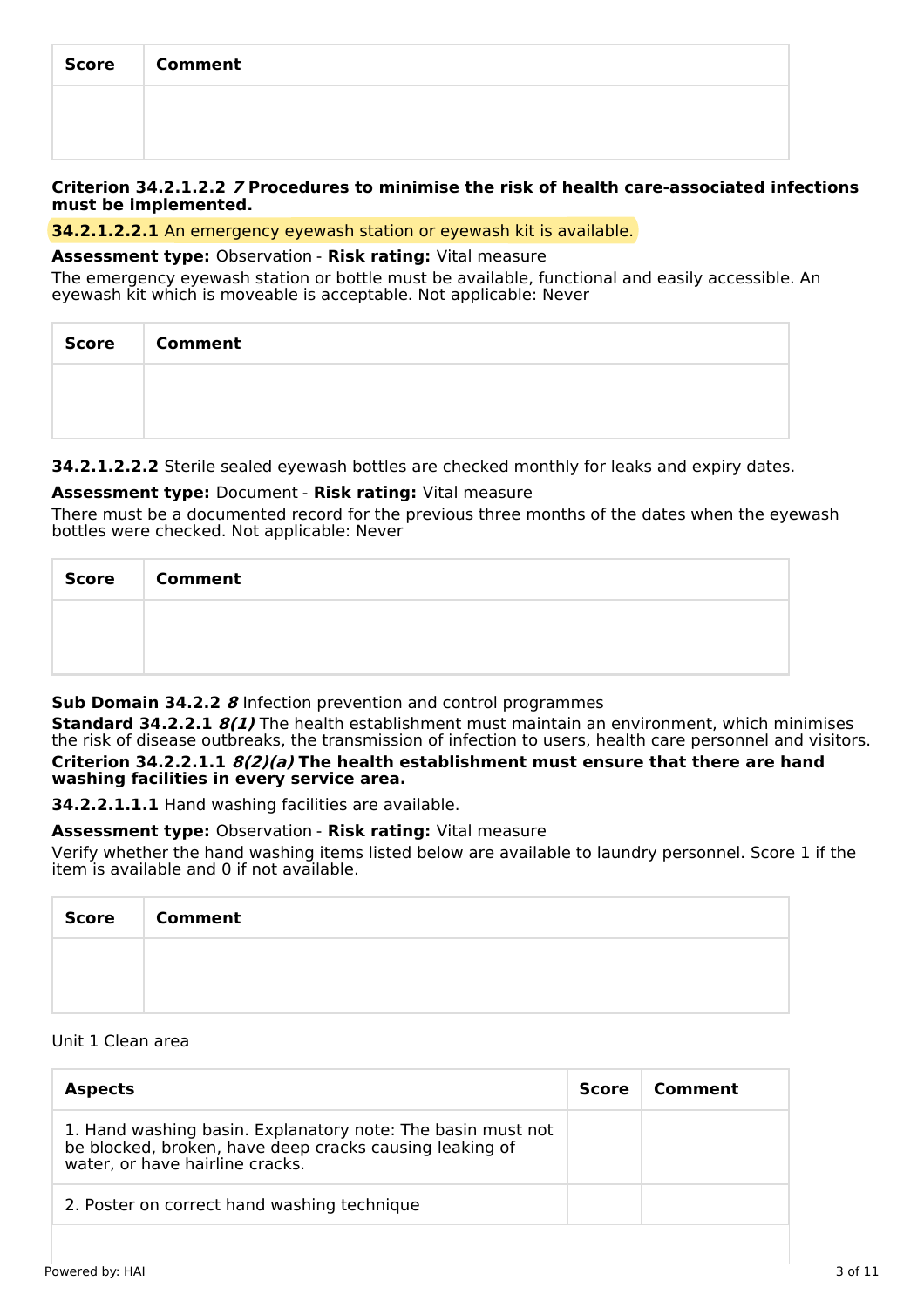| Score | Comment |
| --- | --- |
| | |

**Criterion 34.2.1.2.2** ***7*** **Procedures to minimise the risk of health care-associated infections must be implemented.**

**34.2.1.2.2.1** An emergency eyewash station or eyewash kit is available.

**Assessment type:** Observation - **Risk rating:** Vital measure

The emergency eyewash station or bottle must be available, functional and easily accessible. An eyewash kit which is moveable is acceptable. Not applicable: Never

| Score | Comment |
| --- | --- |
| | |

**34.2.1.2.2.2** Sterile sealed eyewash bottles are checked monthly for leaks and expiry dates.

**Assessment type:** Document - **Risk rating:** Vital measure

There must be a documented record for the previous three months of the dates when the eyewash bottles were checked. Not applicable: Never

| Score | Comment |
| --- | --- |
| | |

**Sub Domain 34.2.2** ***8*** Infection prevention and control programmes

**Standard 34.2.2.1** ***8(1)*** The health establishment must maintain an environment, which minimises the risk of disease outbreaks, the transmission of infection to users, health care personnel and visitors.

**Criterion 34.2.2.1.1** ***8(2)(a)*** **The health establishment must ensure that there are hand washing facilities in every service area.**

**34.2.2.1.1.1** Hand washing facilities are available.

**Assessment type:** Observation - **Risk rating:** Vital measure

Verify whether the hand washing items listed below are available to laundry personnel. Score 1 if the item is available and 0 if not available.

| Score | Comment |
| --- | --- |
| | |

Unit 1 Clean area

| Aspects | Score | Comment |
| --- | --- | --- |
| 1. Hand washing basin. Explanatory note: The basin must not be blocked, broken, have deep cracks causing leaking of water, or have hairline cracks. | | |
| 2. Poster on correct hand washing technique | | |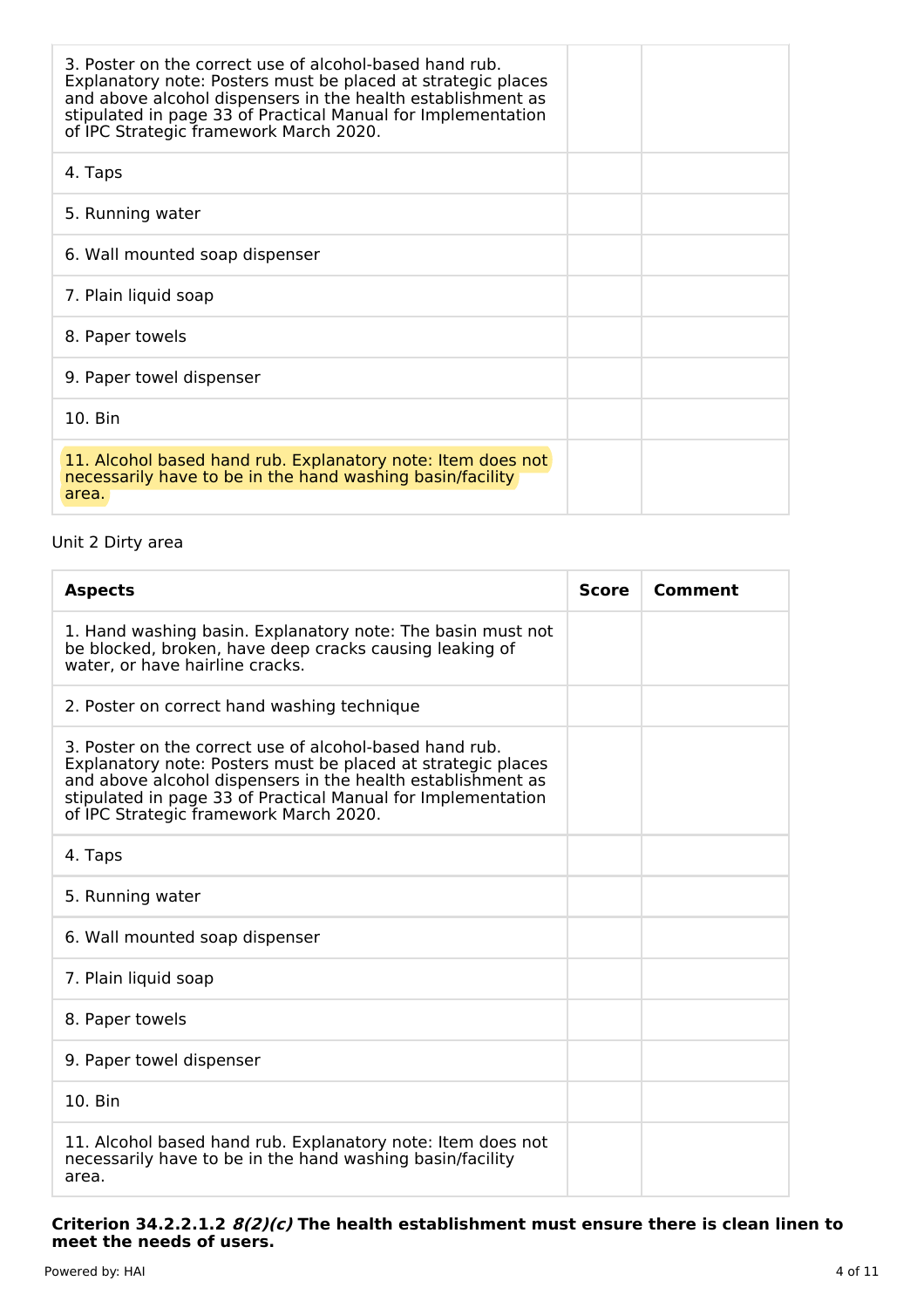| | | |
|---|---|---|
| 3. Poster on the correct use of alcohol-based hand rub. Explanatory note: Posters must be placed at strategic places and above alcohol dispensers in the health establishment as stipulated in page 33 of Practical Manual for Implementation of IPC Strategic framework March 2020. | | |
| 4. Taps | | |
| 5. Running water | | |
| 6. Wall mounted soap dispenser | | |
| 7. Plain liquid soap | | |
| 8. Paper towels | | |
| 9. Paper towel dispenser | | |
| 10. Bin | | |
| 11. Alcohol based hand rub. Explanatory note: Item does not necessarily have to be in the hand washing basin/facility area. | | |

Unit 2 Dirty area

| Aspects | Score | Comment |
|---|---|---|
| 1. Hand washing basin. Explanatory note: The basin must not be blocked, broken, have deep cracks causing leaking of water, or have hairline cracks. | | |
| 2. Poster on correct hand washing technique | | |
| 3. Poster on the correct use of alcohol-based hand rub. Explanatory note: Posters must be placed at strategic places and above alcohol dispensers in the health establishment as stipulated in page 33 of Practical Manual for Implementation of IPC Strategic framework March 2020. | | |
| 4. Taps | | |
| 5. Running water | | |
| 6. Wall mounted soap dispenser | | |
| 7. Plain liquid soap | | |
| 8. Paper towels | | |
| 9. Paper towel dispenser | | |
| 10. Bin | | |
| 11. Alcohol based hand rub. Explanatory note: Item does not necessarily have to be in the hand washing basin/facility area. | | |

**Criterion 34.2.2.1.2 *8(2)(c)* The health establishment must ensure there is clean linen to meet the needs of users.**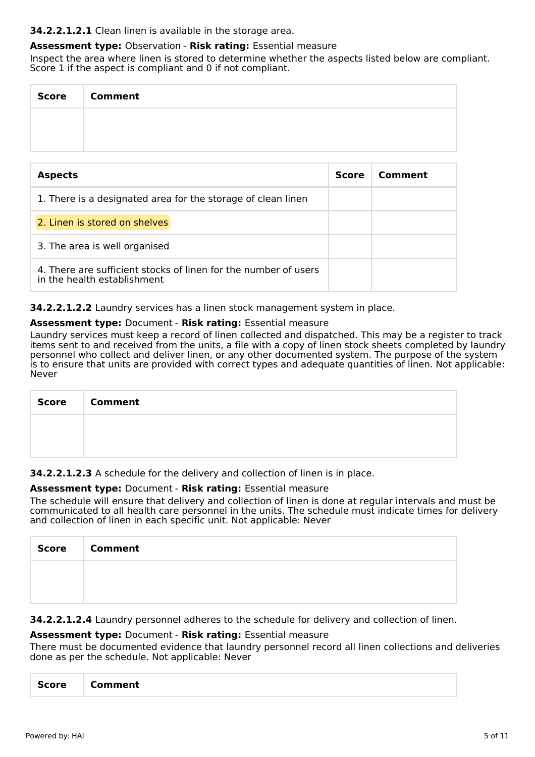**34.2.2.1.2.1** Clean linen is available in the storage area.

**Assessment type:** Observation - **Risk rating:** Essential measure

Inspect the area where linen is stored to determine whether the aspects listed below are compliant. Score 1 if the aspect is compliant and 0 if not compliant.

| Score | Comment |
|---|---|
| | |

| Aspects | Score | Comment |
|---|---|---|
| 1. There is a designated area for the storage of clean linen | | |
| 2. Linen is stored on shelves | | |
| 3. The area is well organised | | |
| 4. There are sufficient stocks of linen for the number of users in the health establishment | | |

**34.2.2.1.2.2** Laundry services has a linen stock management system in place.

**Assessment type:** Document - **Risk rating:** Essential measure

Laundry services must keep a record of linen collected and dispatched. This may be a register to track items sent to and received from the units, a file with a copy of linen stock sheets completed by laundry personnel who collect and deliver linen, or any other documented system. The purpose of the system is to ensure that units are provided with correct types and adequate quantities of linen. Not applicable: Never

| Score | Comment |
|---|---|
| | |

**34.2.2.1.2.3** A schedule for the delivery and collection of linen is in place.

**Assessment type:** Document - **Risk rating:** Essential measure

The schedule will ensure that delivery and collection of linen is done at regular intervals and must be communicated to all health care personnel in the units. The schedule must indicate times for delivery and collection of linen in each specific unit. Not applicable: Never

| Score | Comment |
|---|---|
| | |

**34.2.2.1.2.4** Laundry personnel adheres to the schedule for delivery and collection of linen.

**Assessment type:** Document - **Risk rating:** Essential measure

There must be documented evidence that laundry personnel record all linen collections and deliveries done as per the schedule. Not applicable: Never

| Score | Comment |
|---|---|
| | |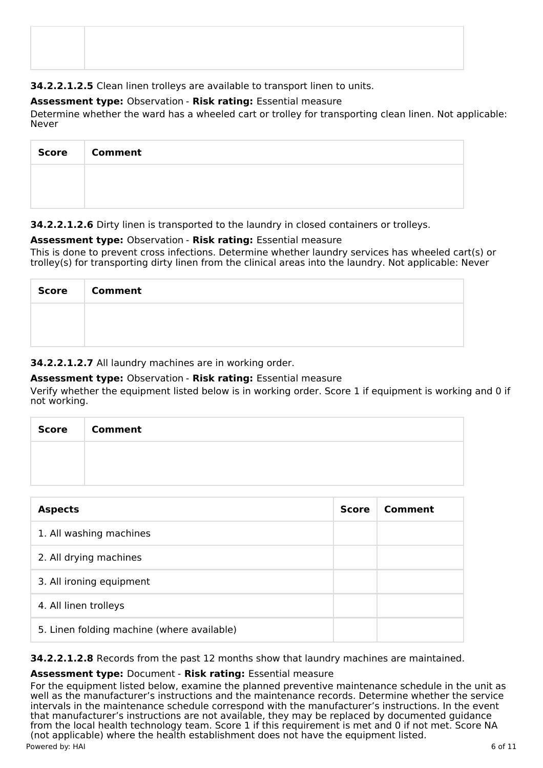| | |
|---|---|
| | |

**34.2.2.1.2.5** Clean linen trolleys are available to transport linen to units.

**Assessment type:** Observation - **Risk rating:** Essential measure

Determine whether the ward has a wheeled cart or trolley for transporting clean linen. Not applicable: Never

| Score | Comment |
|---|---|
| | |

**34.2.2.1.2.6** Dirty linen is transported to the laundry in closed containers or trolleys.

**Assessment type:** Observation - **Risk rating:** Essential measure

This is done to prevent cross infections. Determine whether laundry services has wheeled cart(s) or trolley(s) for transporting dirty linen from the clinical areas into the laundry. Not applicable: Never

| Score | Comment |
|---|---|
| | |

**34.2.2.1.2.7** All laundry machines are in working order.

**Assessment type:** Observation - **Risk rating:** Essential measure

Verify whether the equipment listed below is in working order. Score 1 if equipment is working and 0 if not working.

| Score | Comment |
|---|---|
| | |

| Aspects | Score | Comment |
|---|---|---|
| 1. All washing machines | | |
| 2. All drying machines | | |
| 3. All ironing equipment | | |
| 4. All linen trolleys | | |
| 5. Linen folding machine (where available) | | |

**34.2.2.1.2.8** Records from the past 12 months show that laundry machines are maintained.

**Assessment type:** Document - **Risk rating:** Essential measure

For the equipment listed below, examine the planned preventive maintenance schedule in the unit as well as the manufacturer's instructions and the maintenance records. Determine whether the service intervals in the maintenance schedule correspond with the manufacturer's instructions. In the event that manufacturer's instructions are not available, they may be replaced by documented guidance from the local health technology team. Score 1 if this requirement is met and 0 if not met. Score NA (not applicable) where the health establishment does not have the equipment listed.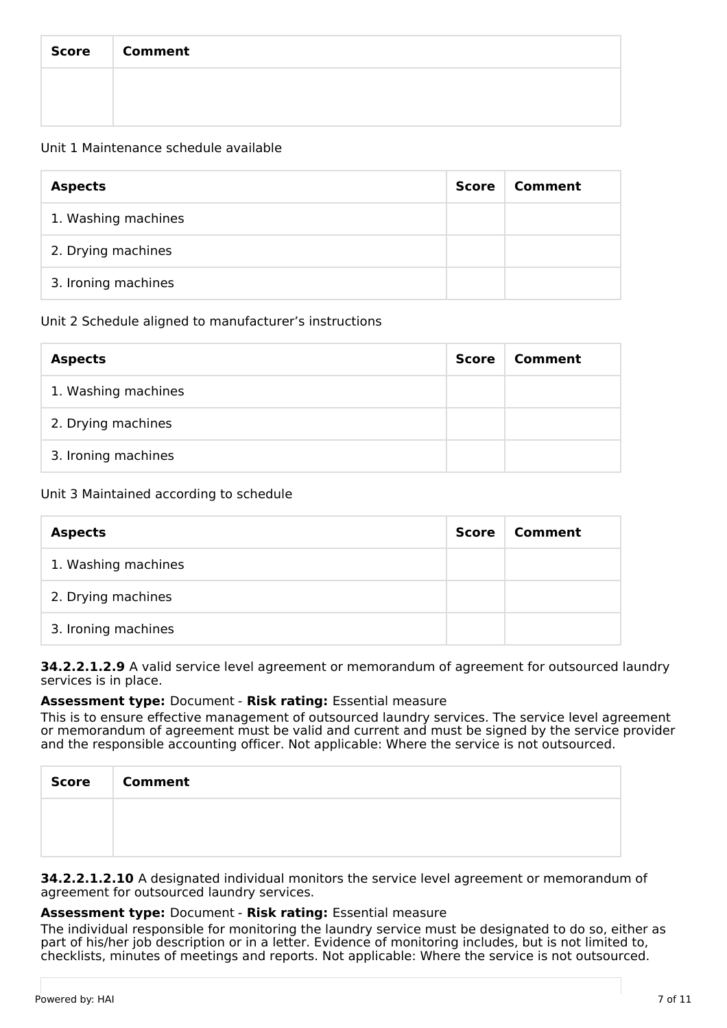| Score | Comment |
| --- | --- |
| | |

Unit 1 Maintenance schedule available

| Aspects | Score | Comment |
| --- | --- | --- |
| 1. Washing machines | | |
| 2. Drying machines | | |
| 3. Ironing machines | | |

Unit 2 Schedule aligned to manufacturer's instructions

| Aspects | Score | Comment |
| --- | --- | --- |
| 1. Washing machines | | |
| 2. Drying machines | | |
| 3. Ironing machines | | |

Unit 3 Maintained according to schedule

| Aspects | Score | Comment |
| --- | --- | --- |
| 1. Washing machines | | |
| 2. Drying machines | | |
| 3. Ironing machines | | |

**34.2.2.1.2.9** A valid service level agreement or memorandum of agreement for outsourced laundry services is in place.

**Assessment type:** Document - **Risk rating:** Essential measure

This is to ensure effective management of outsourced laundry services. The service level agreement or memorandum of agreement must be valid and current and must be signed by the service provider and the responsible accounting officer. Not applicable: Where the service is not outsourced.

| Score | Comment |
| --- | --- |
| | |

**34.2.2.1.2.10** A designated individual monitors the service level agreement or memorandum of agreement for outsourced laundry services.

**Assessment type:** Document - **Risk rating:** Essential measure

The individual responsible for monitoring the laundry service must be designated to do so, either as part of his/her job description or in a letter. Evidence of monitoring includes, but is not limited to, checklists, minutes of meetings and reports. Not applicable: Where the service is not outsourced.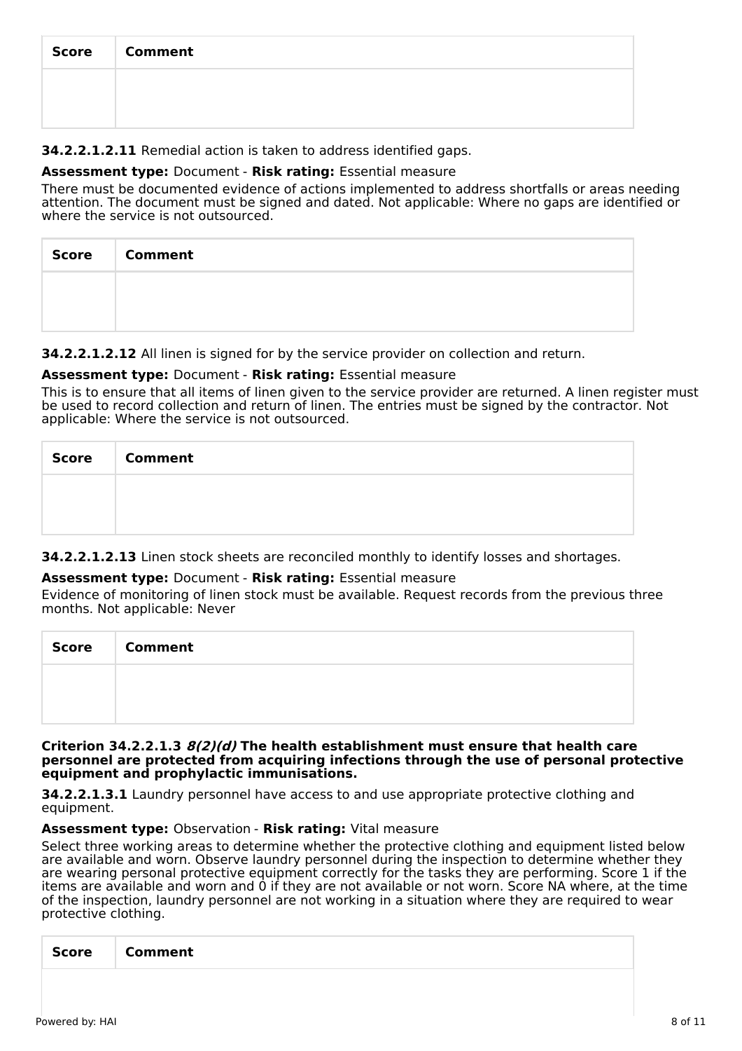| Score | Comment |
|---|---|
| | |

**34.2.2.1.2.11** Remedial action is taken to address identified gaps.

**Assessment type:** Document - **Risk rating:** Essential measure

There must be documented evidence of actions implemented to address shortfalls or areas needing attention. The document must be signed and dated. Not applicable: Where no gaps are identified or where the service is not outsourced.

| Score | Comment |
|---|---|
| | |

**34.2.2.1.2.12** All linen is signed for by the service provider on collection and return.

**Assessment type:** Document - **Risk rating:** Essential measure

This is to ensure that all items of linen given to the service provider are returned. A linen register must be used to record collection and return of linen. The entries must be signed by the contractor. Not applicable: Where the service is not outsourced.

| Score | Comment |
|---|---|
| | |

**34.2.2.1.2.13** Linen stock sheets are reconciled monthly to identify losses and shortages.

**Assessment type:** Document - **Risk rating:** Essential measure

Evidence of monitoring of linen stock must be available. Request records from the previous three months. Not applicable: Never

| Score | Comment |
|---|---|
| | |

**Criterion 34.2.2.1.3 *8(2)(d)* The health establishment must ensure that health care personnel are protected from acquiring infections through the use of personal protective equipment and prophylactic immunisations.**

**34.2.2.1.3.1** Laundry personnel have access to and use appropriate protective clothing and equipment.

**Assessment type:** Observation - **Risk rating:** Vital measure

Select three working areas to determine whether the protective clothing and equipment listed below are available and worn. Observe laundry personnel during the inspection to determine whether they are wearing personal protective equipment correctly for the tasks they are performing. Score 1 if the items are available and worn and 0 if they are not available or not worn. Score NA where, at the time of the inspection, laundry personnel are not working in a situation where they are required to wear protective clothing.

| Score | Comment |
|---|---|
| | |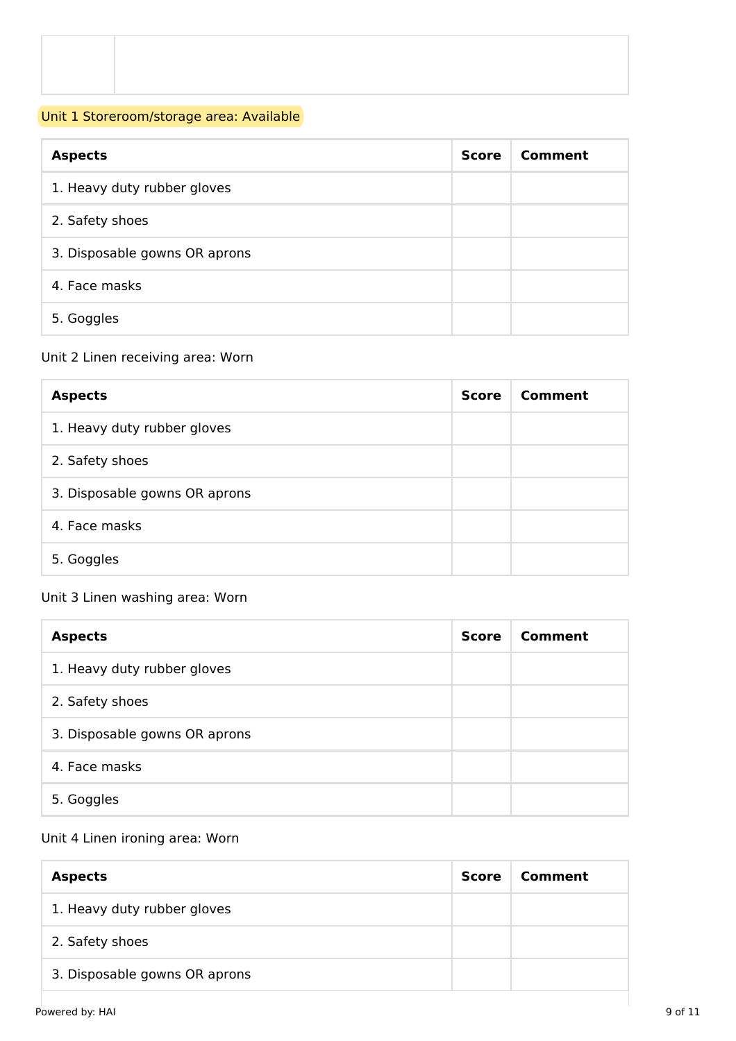| | |
|---|---|
| | |

Unit 1 Storeroom/storage area: Available

| Aspects | Score | Comment |
|---|---|---|
| 1. Heavy duty rubber gloves | | |
| 2. Safety shoes | | |
| 3. Disposable gowns OR aprons | | |
| 4. Face masks | | |
| 5. Goggles | | |

Unit 2 Linen receiving area: Worn

| Aspects | Score | Comment |
|---|---|---|
| 1. Heavy duty rubber gloves | | |
| 2. Safety shoes | | |
| 3. Disposable gowns OR aprons | | |
| 4. Face masks | | |
| 5. Goggles | | |

Unit 3 Linen washing area: Worn

| Aspects | Score | Comment |
|---|---|---|
| 1. Heavy duty rubber gloves | | |
| 2. Safety shoes | | |
| 3. Disposable gowns OR aprons | | |
| 4. Face masks | | |
| 5. Goggles | | |

Unit 4 Linen ironing area: Worn

| Aspects | Score | Comment |
|---|---|---|
| 1. Heavy duty rubber gloves | | |
| 2. Safety shoes | | |
| 3. Disposable gowns OR aprons | | |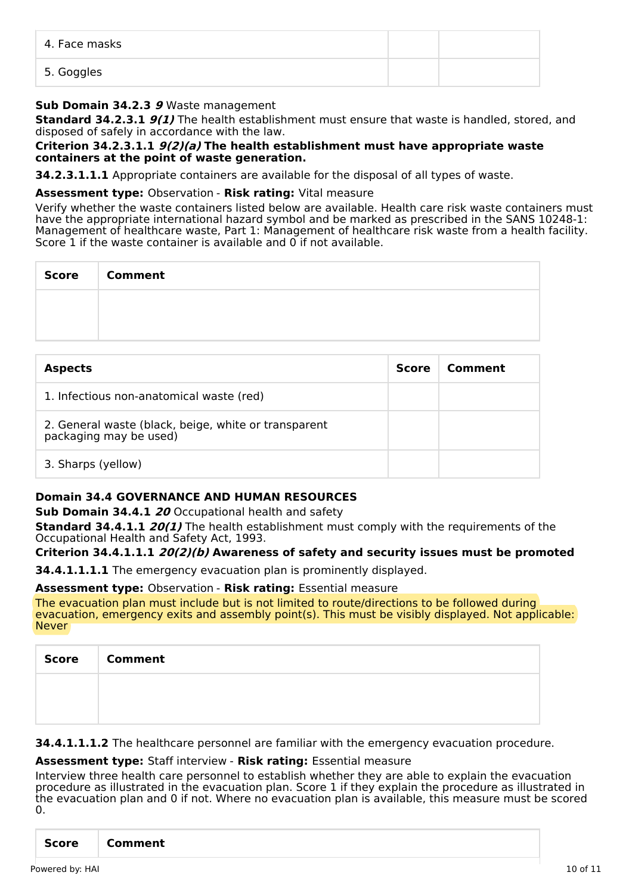| 4. Face masks | | |
| --- | --- | --- |
| 5. Goggles | | |

**Sub Domain 34.2.3** ***9*** Waste management

**Standard 34.2.3.1** ***9(1)*** The health establishment must ensure that waste is handled, stored, and disposed of safely in accordance with the law.

**Criterion 34.2.3.1.1** ***9(2)(a)*** **The health establishment must have appropriate waste containers at the point of waste generation.**

**34.2.3.1.1.1** Appropriate containers are available for the disposal of all types of waste.

**Assessment type:** Observation - **Risk rating:** Vital measure

Verify whether the waste containers listed below are available. Health care risk waste containers must have the appropriate international hazard symbol and be marked as prescribed in the SANS 10248-1: Management of healthcare waste, Part 1: Management of healthcare risk waste from a health facility. Score 1 if the waste container is available and 0 if not available.

| Score | Comment |
| --- | --- |
| | |

| Aspects | Score | Comment |
| --- | --- | --- |
| 1. Infectious non-anatomical waste (red) | | |
| 2. General waste (black, beige, white or transparent packaging may be used) | | |
| 3. Sharps (yellow) | | |

**Domain 34.4 GOVERNANCE AND HUMAN RESOURCES**

**Sub Domain 34.4.1** ***20*** Occupational health and safety

**Standard 34.4.1.1** ***20(1)*** The health establishment must comply with the requirements of the Occupational Health and Safety Act, 1993.

**Criterion 34.4.1.1.1** ***20(2)(b)*** **Awareness of safety and security issues must be promoted**

**34.4.1.1.1.1** The emergency evacuation plan is prominently displayed.

**Assessment type:** Observation - **Risk rating:** Essential measure

The evacuation plan must include but is not limited to route/directions to be followed during evacuation, emergency exits and assembly point(s). This must be visibly displayed. Not applicable: Never

| Score | Comment |
| --- | --- |
| | |

**34.4.1.1.1.2** The healthcare personnel are familiar with the emergency evacuation procedure.

**Assessment type:** Staff interview - **Risk rating:** Essential measure

Interview three health care personnel to establish whether they are able to explain the evacuation procedure as illustrated in the evacuation plan. Score 1 if they explain the procedure as illustrated in the evacuation plan and 0 if not. Where no evacuation plan is available, this measure must be scored 0.

| Score | Comment |
| --- | --- |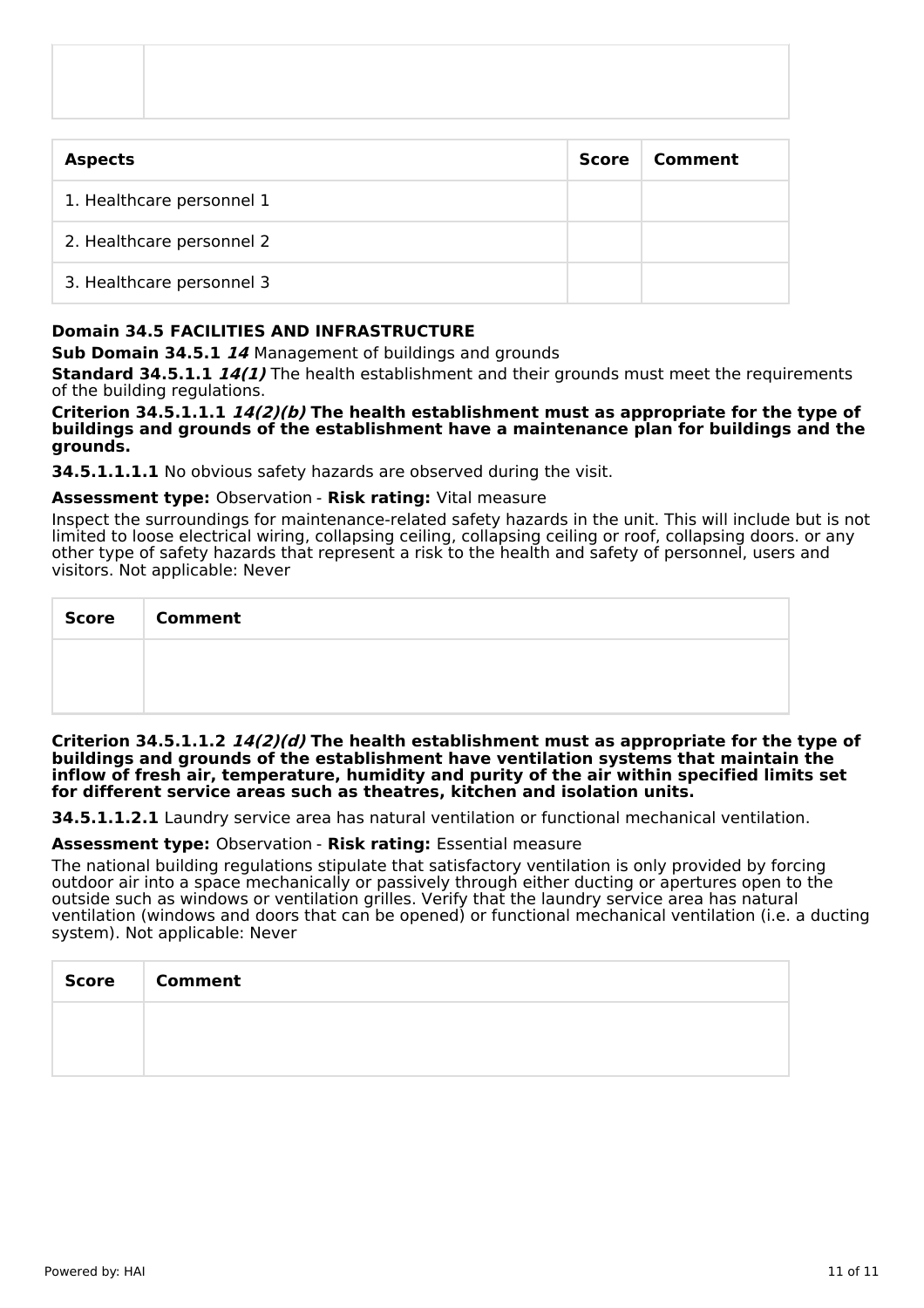| | |
|---|---|
| | |

| Aspects | Score | Comment |
|---|---|---|
| 1. Healthcare personnel 1 | | |
| 2. Healthcare personnel 2 | | |
| 3. Healthcare personnel 3 | | |

**Domain 34.5 FACILITIES AND INFRASTRUCTURE**

**Sub Domain 34.5.1** ***14*** Management of buildings and grounds

**Standard 34.5.1.1** ***14(1)*** The health establishment and their grounds must meet the requirements of the building regulations.

**Criterion 34.5.1.1.1** ***14(2)(b)*** **The health establishment must as appropriate for the type of buildings and grounds of the establishment have a maintenance plan for buildings and the grounds.**

**34.5.1.1.1.1** No obvious safety hazards are observed during the visit.

**Assessment type:** Observation - **Risk rating:** Vital measure

Inspect the surroundings for maintenance-related safety hazards in the unit. This will include but is not limited to loose electrical wiring, collapsing ceiling, collapsing ceiling or roof, collapsing doors. or any other type of safety hazards that represent a risk to the health and safety of personnel, users and visitors. Not applicable: Never

| Score | Comment |
|---|---|
| | |

**Criterion 34.5.1.1.2** ***14(2)(d)*** **The health establishment must as appropriate for the type of buildings and grounds of the establishment have ventilation systems that maintain the inflow of fresh air, temperature, humidity and purity of the air within specified limits set for different service areas such as theatres, kitchen and isolation units.**

**34.5.1.1.2.1** Laundry service area has natural ventilation or functional mechanical ventilation.

**Assessment type:** Observation - **Risk rating:** Essential measure

The national building regulations stipulate that satisfactory ventilation is only provided by forcing outdoor air into a space mechanically or passively through either ducting or apertures open to the outside such as windows or ventilation grilles. Verify that the laundry service area has natural ventilation (windows and doors that can be opened) or functional mechanical ventilation (i.e. a ducting system). Not applicable: Never

| Score | Comment |
|---|---|
| | |